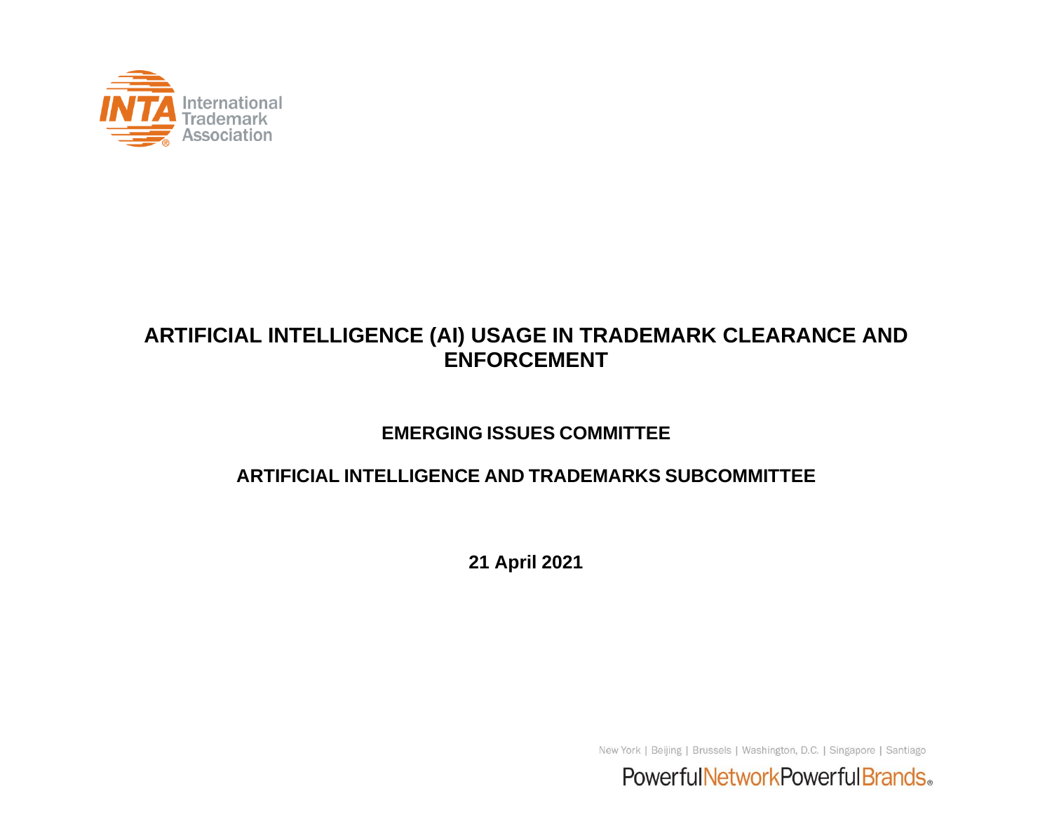# ARTIFICIAL INTELLIGENCE (AI) USAGE IN TRADEMARK CLEARANCE AND ENFORCEMENT

## EMERGING ISSUES COMMITTEE

## ARTIFICIAL INTELLIGENCE AND TRADEMARKS SUBCOMMITTEE

**21 April 2021**

New York | Beijing | Brussels | Washington, D.C. | Singapore | Santiago

PowerfulNetworkPowerfulBrands®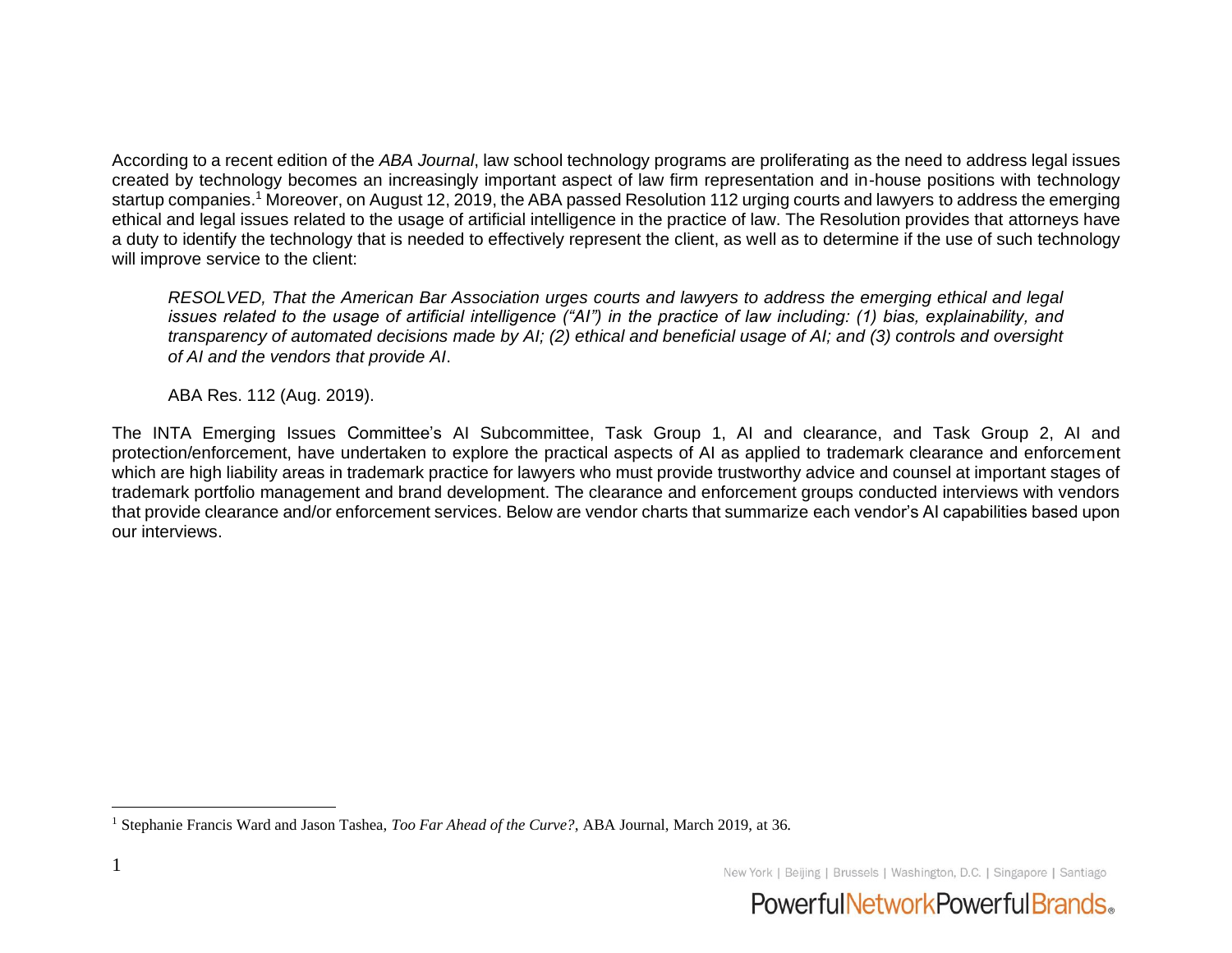According to a recent edition of the *ABA Journal*, law school technology programs are proliferating as the need to address legal issues created by technology becomes an increasingly important aspect of law firm representation and in-house positions with technology startup companies.[1] Moreover, on August 12, 2019, the ABA passed Resolution 112 urging courts and lawyers to address the emerging ethical and legal issues related to the usage of artificial intelligence in the practice of law. The Resolution provides that attorneys have a duty to identify the technology that is needed to effectively represent the client, as well as to determine if the use of such technology will improve service to the client:

> *RESOLVED, That the American Bar Association urges courts and lawyers to address the emerging ethical and legal issues related to the usage of artificial intelligence ("AI") in the practice of law including: (1) bias, explainability, and transparency of automated decisions made by AI; (2) ethical and beneficial usage of AI; and (3) controls and oversight of AI and the vendors that provide AI*.
>
> ABA Res. 112 (Aug. 2019).

The INTA Emerging Issues Committee's AI Subcommittee, Task Group 1, AI and clearance, and Task Group 2, AI and protection/enforcement, have undertaken to explore the practical aspects of AI as applied to trademark clearance and enforcement which are high liability areas in trademark practice for lawyers who must provide trustworthy advice and counsel at important stages of trademark portfolio management and brand development. The clearance and enforcement groups conducted interviews with vendors that provide clearance and/or enforcement services. Below are vendor charts that summarize each vendor's AI capabilities based upon our interviews.

---

[1] Stephanie Francis Ward and Jason Tashea, *Too Far Ahead of the Curve?*, ABA Journal, March 2019, at 36.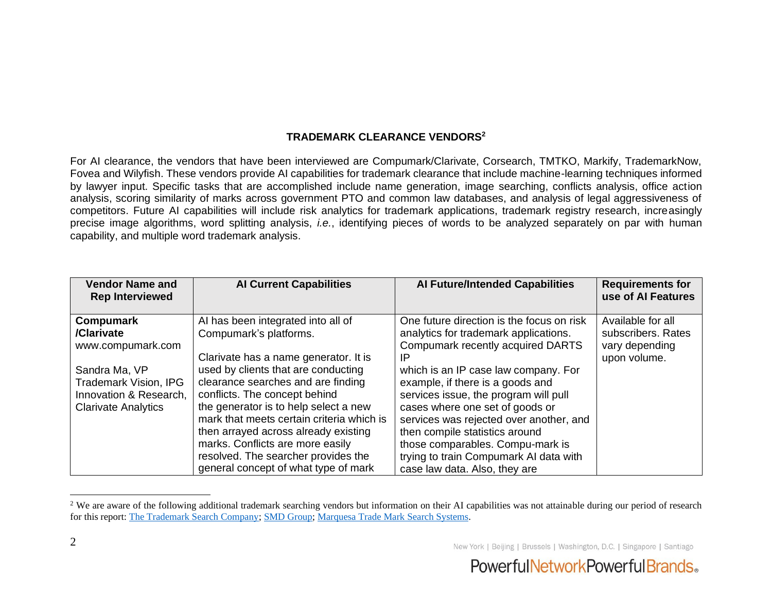## TRADEMARK CLEARANCE VENDORS[2]

For AI clearance, the vendors that have been interviewed are Compumark/Clarivate, Corsearch, TMTKO, Markify, TrademarkNow, Fovea and Wilyfish. These vendors provide AI capabilities for trademark clearance that include machine-learning techniques informed by lawyer input. Specific tasks that are accomplished include name generation, image searching, conflicts analysis, office action analysis, scoring similarity of marks across government PTO and common law databases, and analysis of legal aggressiveness of competitors. Future AI capabilities will include risk analytics for trademark applications, trademark registry research, increasingly precise image algorithms, word splitting analysis, *i.e.*, identifying pieces of words to be analyzed separately on par with human capability, and multiple word trademark analysis.

| Vendor Name and Rep Interviewed | AI Current Capabilities | AI Future/Intended Capabilities | Requirements for use of AI Features |
|---|---|---|---|
| **Compumark /Clarivate** www.compumark.com<br><br>Sandra Ma, VP Trademark Vision, IPG Innovation & Research, Clarivate Analytics | AI has been integrated into all of Compumark's platforms.<br><br>Clarivate has a name generator. It is used by clients that are conducting clearance searches and are finding conflicts. The concept behind the generator is to help select a new mark that meets certain criteria which is then arrayed across already existing marks. Conflicts are more easily resolved. The searcher provides the general concept of what type of mark | One future direction is the focus on risk analytics for trademark applications. Compumark recently acquired DARTS IP which is an IP case law company. For example, if there is a goods and services issue, the program will pull cases where one set of goods or services was rejected over another, and then compile statistics around those comparables. Compu-mark is trying to train Compumark AI data with case law data. Also, they are | Available for all subscribers. Rates vary depending upon volume. |

[2] We are aware of the following additional trademark searching vendors but information on their AI capabilities was not attainable during our period of research for this report: The Trademark Search Company; SMD Group; Marquesa Trade Mark Search Systems.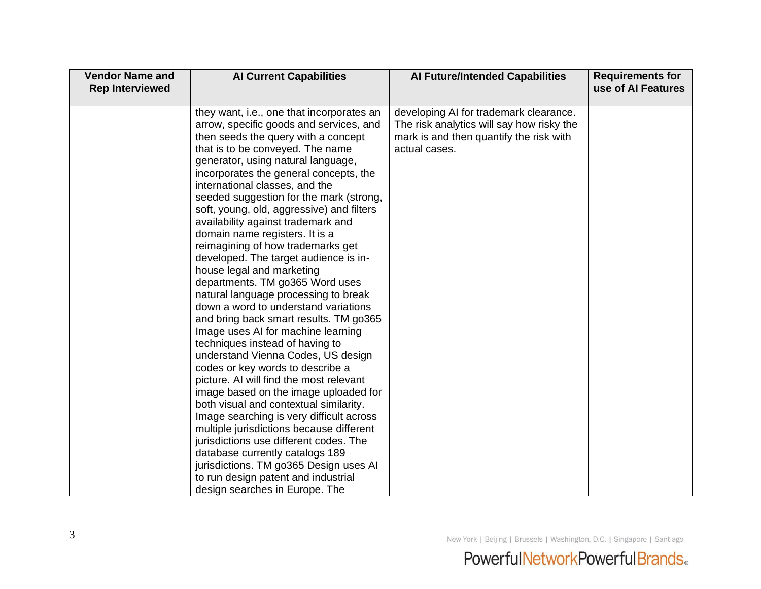| Vendor Name and Rep Interviewed | AI Current Capabilities | AI Future/Intended Capabilities | Requirements for use of AI Features |
|---|---|---|---|
| | they want, i.e., one that incorporates an arrow, specific goods and services, and then seeds the query with a concept that is to be conveyed. The name generator, using natural language, incorporates the general concepts, the international classes, and the seeded suggestion for the mark (strong, soft, young, old, aggressive) and filters availability against trademark and domain name registers. It is a reimagining of how trademarks get developed. The target audience is in-house legal and marketing departments. TM go365 Word uses natural language processing to break down a word to understand variations and bring back smart results. TM go365 Image uses AI for machine learning techniques instead of having to understand Vienna Codes, US design codes or key words to describe a picture. AI will find the most relevant image based on the image uploaded for both visual and contextual similarity. Image searching is very difficult across multiple jurisdictions because different jurisdictions use different codes. The database currently catalogs 189 jurisdictions. TM go365 Design uses AI to run design patent and industrial design searches in Europe. The | developing AI for trademark clearance. The risk analytics will say how risky the mark is and then quantify the risk with actual cases. | |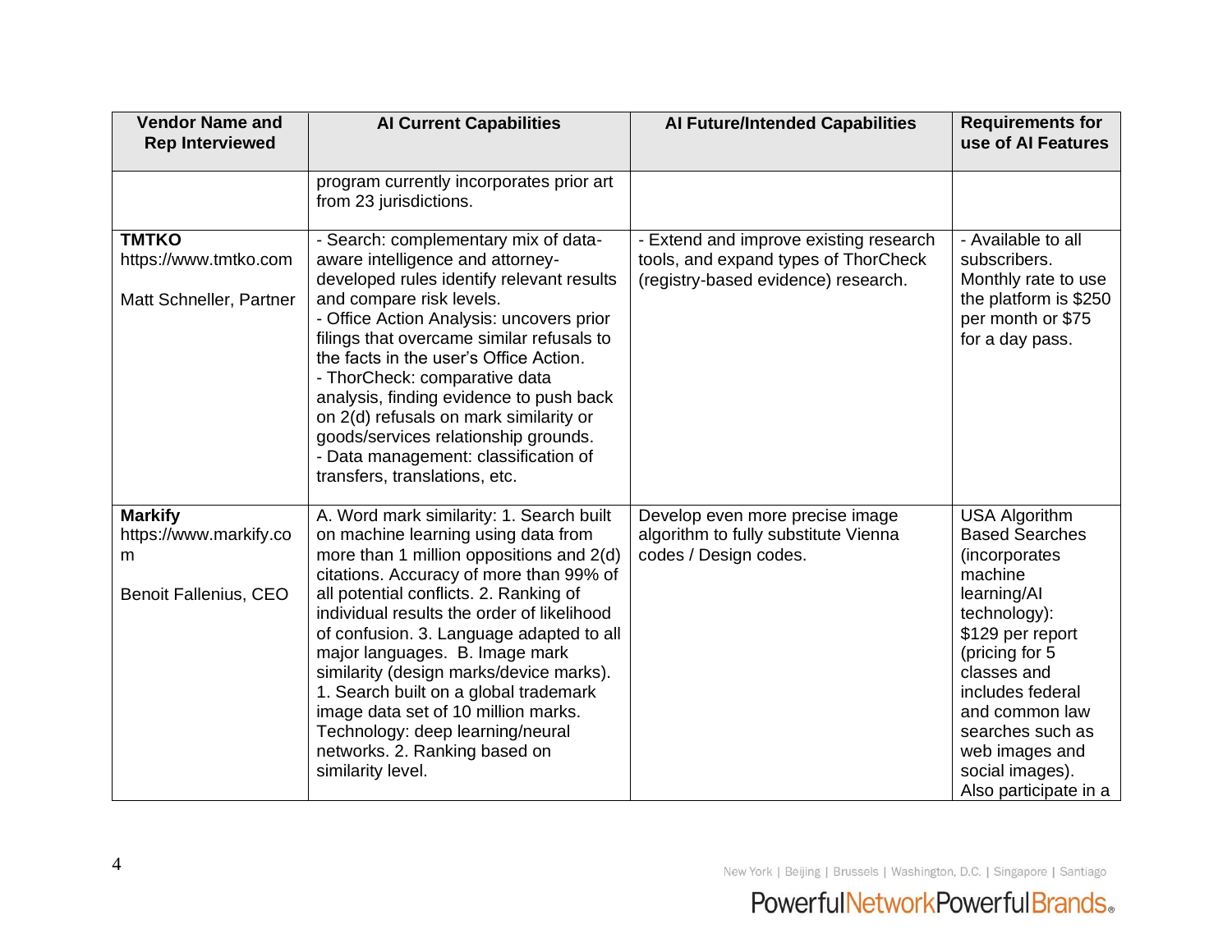| Vendor Name and Rep Interviewed | AI Current Capabilities | AI Future/Intended Capabilities | Requirements for use of AI Features |
|---|---|---|---|
| | program currently incorporates prior art from 23 jurisdictions. | | |
| **TMTKO** https://www.tmtko.com<br><br>Matt Schneller, Partner | - Search: complementary mix of data-aware intelligence and attorney-developed rules identify relevant results and compare risk levels.<br>- Office Action Analysis: uncovers prior filings that overcame similar refusals to the facts in the user's Office Action.<br>- ThorCheck: comparative data analysis, finding evidence to push back on 2(d) refusals on mark similarity or goods/services relationship grounds.<br>- Data management: classification of transfers, translations, etc. | - Extend and improve existing research tools, and expand types of ThorCheck (registry-based evidence) research. | - Available to all subscribers. Monthly rate to use the platform is $250 per month or $75 for a day pass. |
| **Markify** https://www.markify.com<br><br>Benoit Fallenius, CEO | A. Word mark similarity: 1. Search built on machine learning using data from more than 1 million oppositions and 2(d) citations. Accuracy of more than 99% of all potential conflicts. 2. Ranking of individual results the order of likelihood of confusion. 3. Language adapted to all major languages. B. Image mark similarity (design marks/device marks). 1. Search built on a global trademark image data set of 10 million marks. Technology: deep learning/neural networks. 2. Ranking based on similarity level. | Develop even more precise image algorithm to fully substitute Vienna codes / Design codes. | USA Algorithm Based Searches (incorporates machine learning/AI technology): $129 per report (pricing for 5 classes and includes federal and common law searches such as web images and social images). Also participate in a |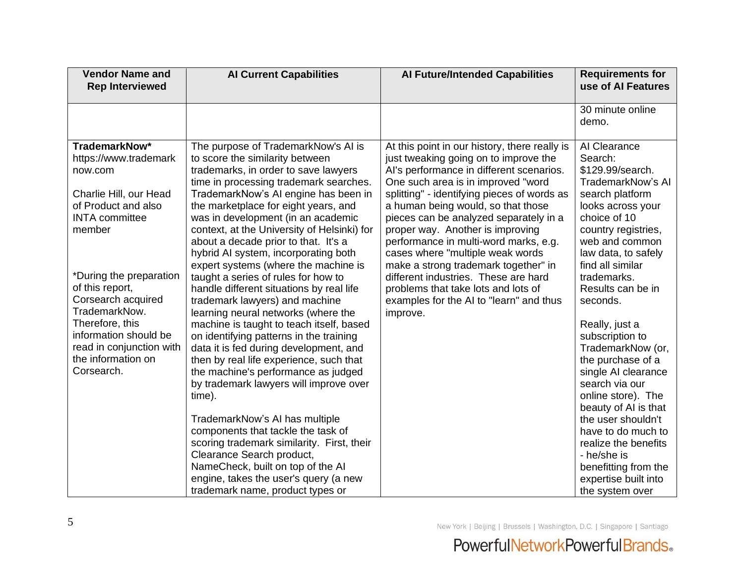| Vendor Name and Rep Interviewed | AI Current Capabilities | AI Future/Intended Capabilities | Requirements for use of AI Features |
|---|---|---|---|
| | | | 30 minute online demo. |
| **TrademarkNow*** https://www.trademarknow.com<br><br>Charlie Hill, our Head of Product and also INTA committee member<br><br>*During the preparation of this report, Corsearch acquired TrademarkNow. Therefore, this information should be read in conjunction with the information on Corsearch. | The purpose of TrademarkNow's AI is to score the similarity between trademarks, in order to save lawyers time in processing trademark searches. TrademarkNow's AI engine has been in the marketplace for eight years, and was in development (in an academic context, at the University of Helsinki) for about a decade prior to that. It's a hybrid AI system, incorporating both expert systems (where the machine is taught a series of rules for how to handle different situations by real life trademark lawyers) and machine learning neural networks (where the machine is taught to teach itself, based on identifying patterns in the training data it is fed during development, and then by real life experience, such that the machine's performance as judged by trademark lawyers will improve over time).<br><br>TrademarkNow's AI has multiple components that tackle the task of scoring trademark similarity. First, their Clearance Search product, NameCheck, built on top of the AI engine, takes the user's query (a new trademark name, product types or | At this point in our history, there really is just tweaking going on to improve the AI's performance in different scenarios. One such area is in improved "word splitting" - identifying pieces of words as a human being would, so that those pieces can be analyzed separately in a proper way. Another is improving performance in multi-word marks, e.g. cases where "multiple weak words make a strong trademark together" in different industries. These are hard problems that take lots and lots of examples for the AI to "learn" and thus improve. | AI Clearance Search: $129.99/search. TrademarkNow's AI search platform looks across your choice of 10 country registries, web and common law data, to safely find all similar trademarks. Results can be in seconds.<br><br>Really, just a subscription to TrademarkNow (or, the purchase of a single AI clearance search via our online store). The beauty of AI is that the user shouldn't have to do much to realize the benefits - he/she is benefitting from the expertise built into the system over |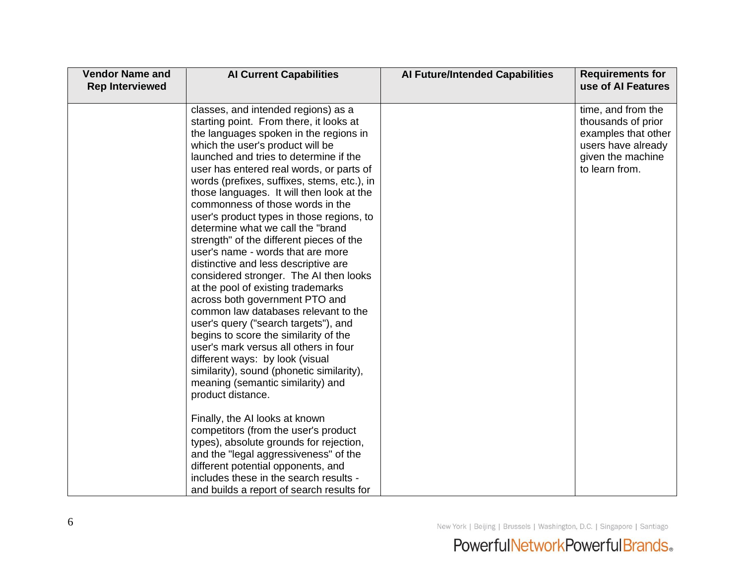| Vendor Name and Rep Interviewed | AI Current Capabilities | AI Future/Intended Capabilities | Requirements for use of AI Features |
|---|---|---|---|
| | classes, and intended regions) as a starting point. From there, it looks at the languages spoken in the regions in which the user's product will be launched and tries to determine if the user has entered real words, or parts of words (prefixes, suffixes, stems, etc.), in those languages. It will then look at the commonness of those words in the user's product types in those regions, to determine what we call the "brand strength" of the different pieces of the user's name - words that are more distinctive and less descriptive are considered stronger. The AI then looks at the pool of existing trademarks across both government PTO and common law databases relevant to the user's query ("search targets"), and begins to score the similarity of the user's mark versus all others in four different ways: by look (visual similarity), sound (phonetic similarity), meaning (semantic similarity) and product distance.<br><br>Finally, the AI looks at known competitors (from the user's product types), absolute grounds for rejection, and the "legal aggressiveness" of the different potential opponents, and includes these in the search results - and builds a report of search results for | | time, and from the thousands of prior examples that other users have already given the machine to learn from. |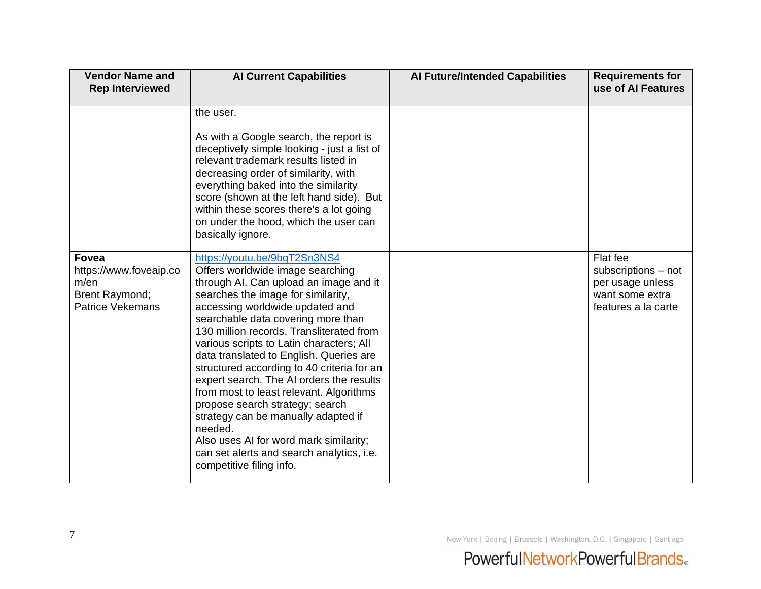| Vendor Name and Rep Interviewed | AI Current Capabilities | AI Future/Intended Capabilities | Requirements for use of AI Features |
|---|---|---|---|
| | the user.<br><br>As with a Google search, the report is deceptively simple looking - just a list of relevant trademark results listed in decreasing order of similarity, with everything baked into the similarity score (shown at the left hand side). But within these scores there's a lot going on under the hood, which the user can basically ignore. | | |
| **Fovea**<br>https://www.foveaip.com/en<br>Brent Raymond; Patrice Vekemans | https://youtu.be/9bgT2Sn3NS4<br>Offers worldwide image searching through AI. Can upload an image and it searches the image for similarity, accessing worldwide updated and searchable data covering more than 130 million records. Transliterated from various scripts to Latin characters; All data translated to English. Queries are structured according to 40 criteria for an expert search. The AI orders the results from most to least relevant. Algorithms propose search strategy; search strategy can be manually adapted if needed.<br>Also uses AI for word mark similarity; can set alerts and search analytics, i.e. competitive filing info. | | Flat fee subscriptions – not per usage unless want some extra features a la carte |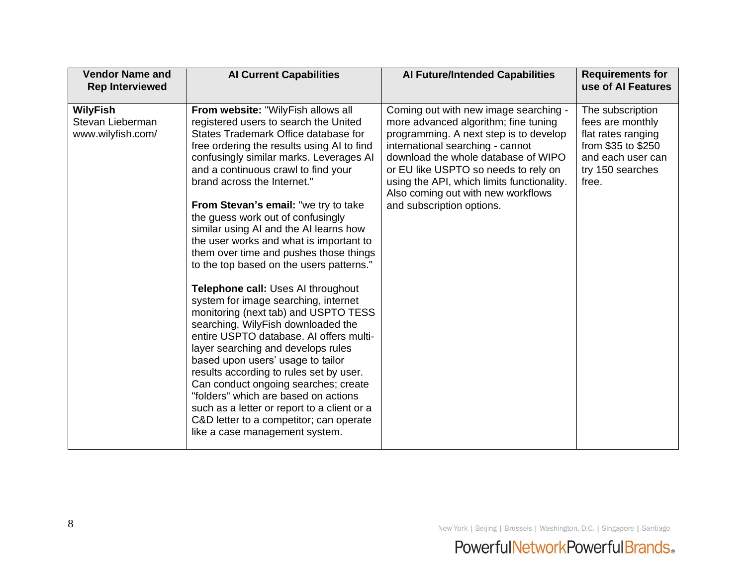| Vendor Name and Rep Interviewed | AI Current Capabilities | AI Future/Intended Capabilities | Requirements for use of AI Features |
|---|---|---|---|
| **WilyFish**<br>Stevan Lieberman<br>www.wilyfish.com/ | **From website:** "WilyFish allows all registered users to search the United States Trademark Office database for free ordering the results using AI to find confusingly similar marks. Leverages AI and a continuous crawl to find your brand across the Internet."<br><br>**From Stevan's email:** "we try to take the guess work out of confusingly similar using AI and the AI learns how the user works and what is important to them over time and pushes those things to the top based on the users patterns."<br><br>**Telephone call:** Uses AI throughout system for image searching, internet monitoring (next tab) and USPTO TESS searching. WilyFish downloaded the entire USPTO database. AI offers multi-layer searching and develops rules based upon users' usage to tailor results according to rules set by user. Can conduct ongoing searches; create "folders" which are based on actions such as a letter or report to a client or a C&D letter to a competitor; can operate like a case management system. | Coming out with new image searching - more advanced algorithm; fine tuning programming. A next step is to develop international searching - cannot download the whole database of WIPO or EU like USPTO so needs to rely on using the API, which limits functionality. Also coming out with new workflows and subscription options. | The subscription fees are monthly flat rates ranging from $35 to $250 and each user can try 150 searches free. |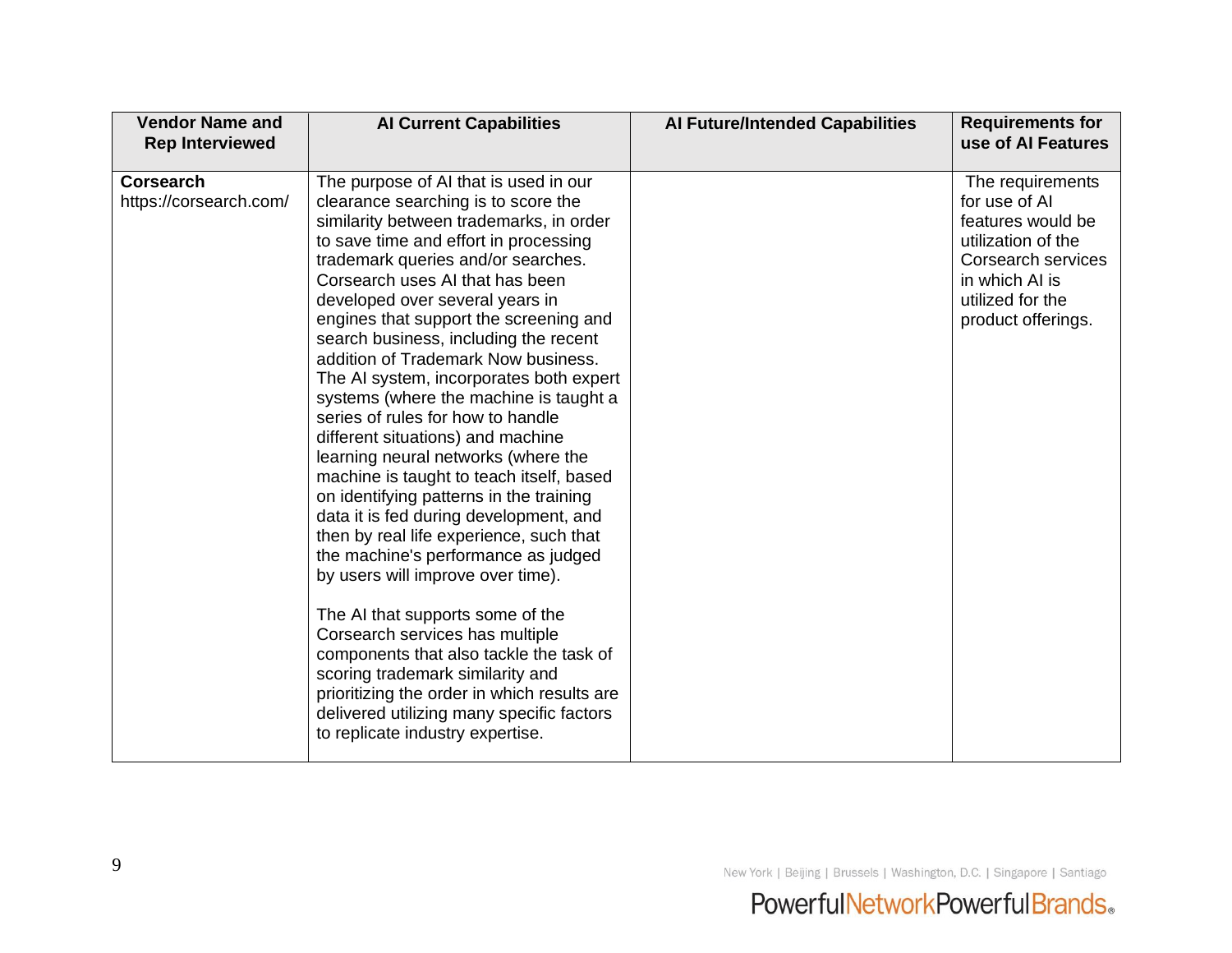| Vendor Name and Rep Interviewed | AI Current Capabilities | AI Future/Intended Capabilities | Requirements for use of AI Features |
|---|---|---|---|
| **Corsearch** https://corsearch.com/ | The purpose of AI that is used in our clearance searching is to score the similarity between trademarks, in order to save time and effort in processing trademark queries and/or searches. Corsearch uses AI that has been developed over several years in engines that support the screening and search business, including the recent addition of Trademark Now business. The AI system, incorporates both expert systems (where the machine is taught a series of rules for how to handle different situations) and machine learning neural networks (where the machine is taught to teach itself, based on identifying patterns in the training data it is fed during development, and then by real life experience, such that the machine's performance as judged by users will improve over time).<br><br>The AI that supports some of the Corsearch services has multiple components that also tackle the task of scoring trademark similarity and prioritizing the order in which results are delivered utilizing many specific factors to replicate industry expertise. | | The requirements for use of AI features would be utilization of the Corsearch services in which AI is utilized for the product offerings. |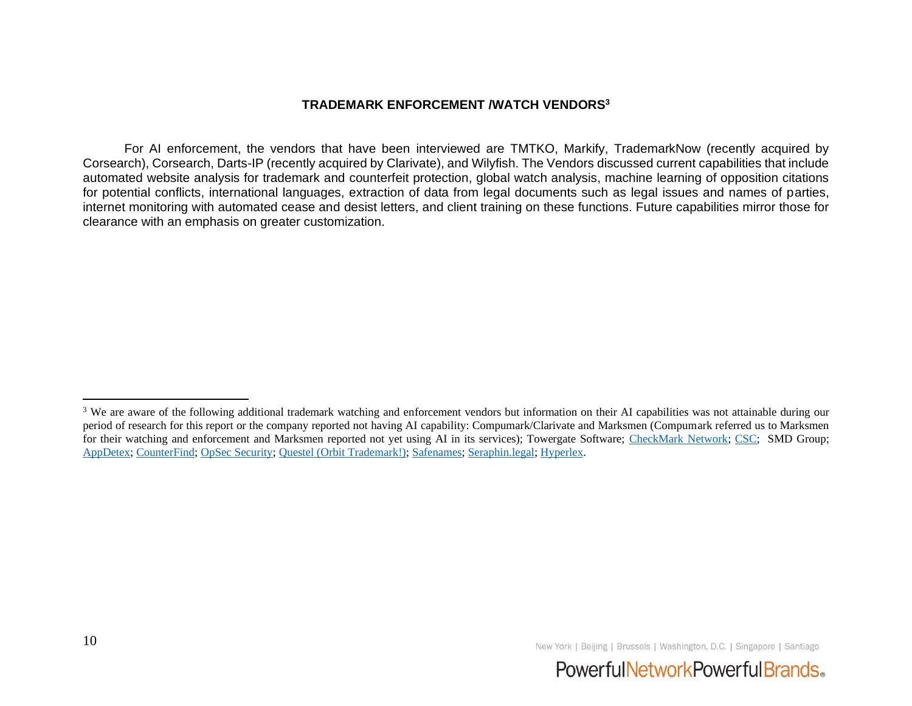**TRADEMARK ENFORCEMENT /WATCH VENDORS[3]**

For AI enforcement, the vendors that have been interviewed are TMTKO, Markify, TrademarkNow (recently acquired by Corsearch), Corsearch, Darts-IP (recently acquired by Clarivate), and Wilyfish. The Vendors discussed current capabilities that include automated website analysis for trademark and counterfeit protection, global watch analysis, machine learning of opposition citations for potential conflicts, international languages, extraction of data from legal documents such as legal issues and names of parties, internet monitoring with automated cease and desist letters, and client training on these functions. Future capabilities mirror those for clearance with an emphasis on greater customization.

---

[3] We are aware of the following additional trademark watching and enforcement vendors but information on their AI capabilities was not attainable during our period of research for this report or the company reported not having AI capability: Compumark/Clarivate and Marksmen (Compumark referred us to Marksmen for their watching and enforcement and Marksmen reported not yet using AI in its services); Towergate Software; CheckMark Network; CSC; SMD Group; AppDetex; CounterFind; OpSec Security; Questel (Orbit Trademark!); Safenames; Seraphin.legal; Hyperlex.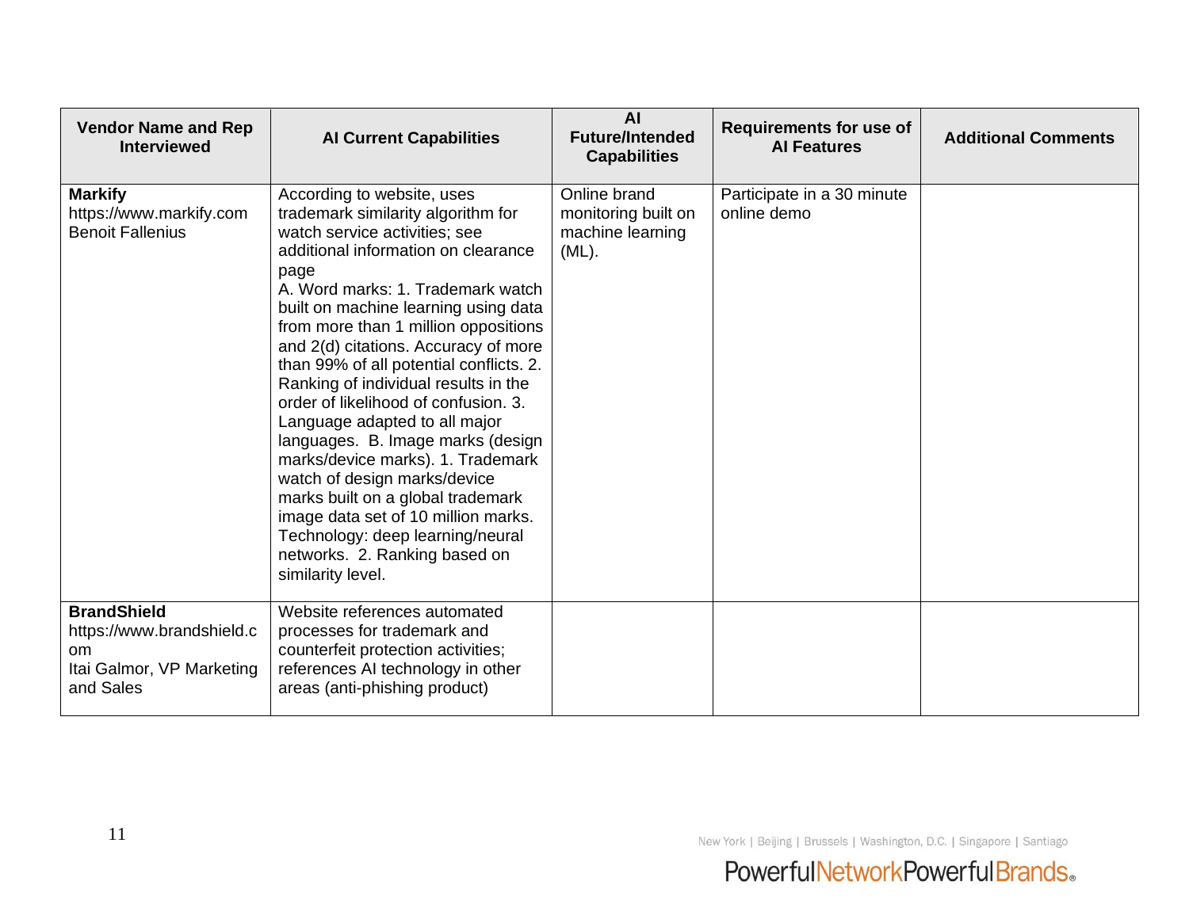| Vendor Name and Rep Interviewed | AI Current Capabilities | AI Future/Intended Capabilities | Requirements for use of AI Features | Additional Comments |
|---|---|---|---|---|
| **Markify** https://www.markify.com Benoit Fallenius | According to website, uses trademark similarity algorithm for watch service activities; see additional information on clearance page A. Word marks: 1. Trademark watch built on machine learning using data from more than 1 million oppositions and 2(d) citations. Accuracy of more than 99% of all potential conflicts. 2. Ranking of individual results in the order of likelihood of confusion. 3. Language adapted to all major languages. B. Image marks (design marks/device marks). 1. Trademark watch of design marks/device marks built on a global trademark image data set of 10 million marks. Technology: deep learning/neural networks. 2. Ranking based on similarity level. | Online brand monitoring built on machine learning (ML). | Participate in a 30 minute online demo | |
| **BrandShield** https://www.brandshield.com Itai Galmor, VP Marketing and Sales | Website references automated processes for trademark and counterfeit protection activities; references AI technology in other areas (anti-phishing product) | | | |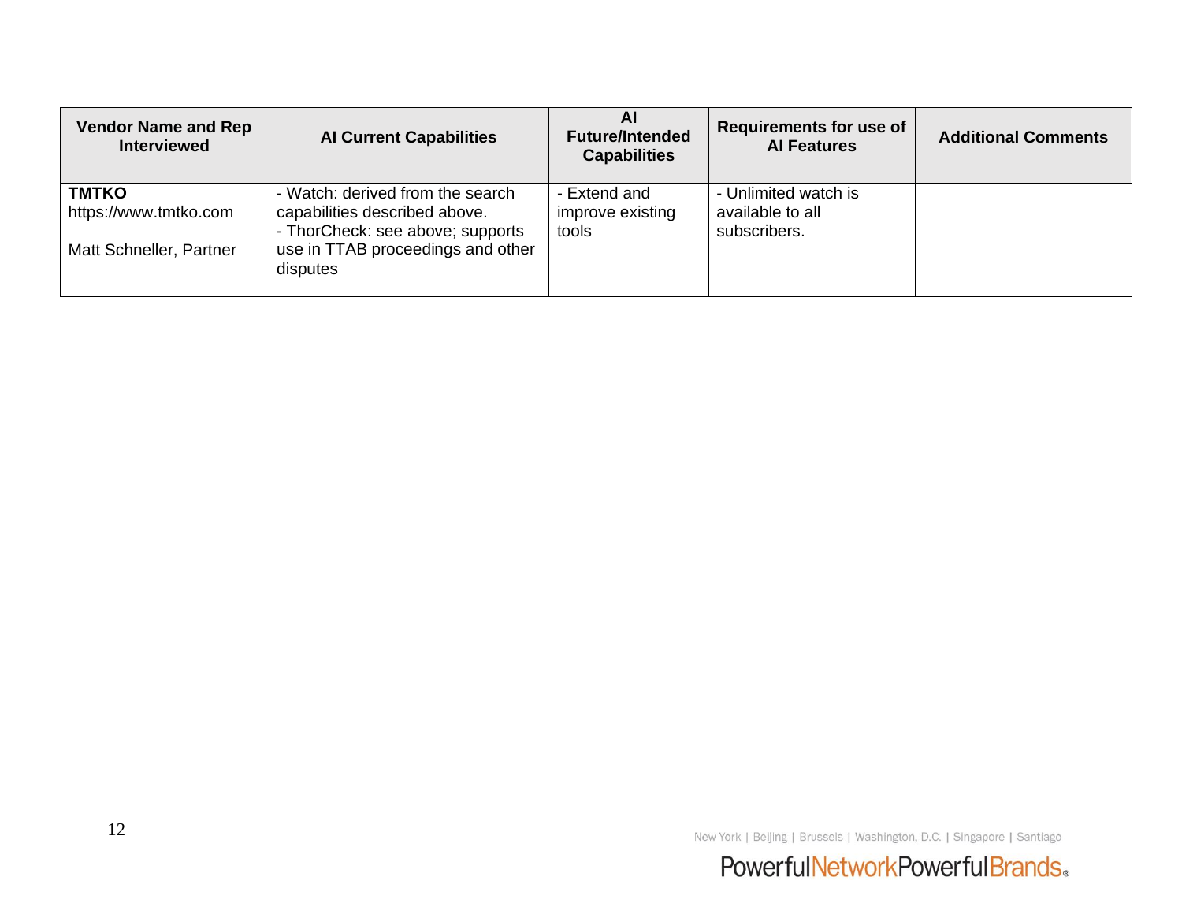| Vendor Name and Rep Interviewed | AI Current Capabilities | AI Future/Intended Capabilities | Requirements for use of AI Features | Additional Comments |
|---|---|---|---|---|
| **TMTKO**<br>https://www.tmtko.com<br><br>Matt Schneller, Partner | - Watch: derived from the search capabilities described above.<br>- ThorCheck: see above; supports use in TTAB proceedings and other disputes | - Extend and improve existing tools | - Unlimited watch is available to all subscribers. | |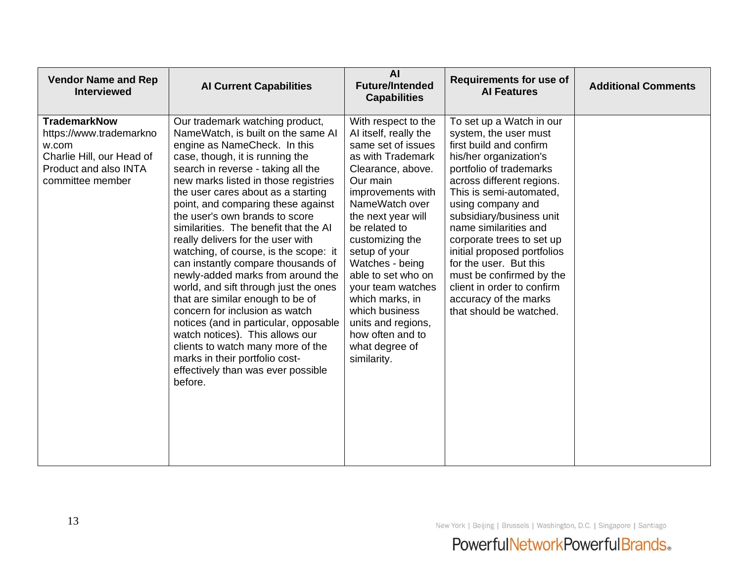| Vendor Name and Rep Interviewed | AI Current Capabilities | AI Future/Intended Capabilities | Requirements for use of AI Features | Additional Comments |
|---|---|---|---|---|
| **TrademarkNow** https://www.trademarknow.com Charlie Hill, our Head of Product and also INTA committee member | Our trademark watching product, NameWatch, is built on the same AI engine as NameCheck. In this case, though, it is running the search in reverse - taking all the new marks listed in those registries the user cares about as a starting point, and comparing these against the user's own brands to score similarities. The benefit that the AI really delivers for the user with watching, of course, is the scope: it can instantly compare thousands of newly-added marks from around the world, and sift through just the ones that are similar enough to be of concern for inclusion as watch notices (and in particular, opposable watch notices). This allows our clients to watch many more of the marks in their portfolio cost-effectively than was ever possible before. | With respect to the AI itself, really the same set of issues as with Trademark Clearance, above. Our main improvements with NameWatch over the next year will be related to customizing the setup of your Watches - being able to set who on your team watches which marks, in which business units and regions, how often and to what degree of similarity. | To set up a Watch in our system, the user must first build and confirm his/her organization's portfolio of trademarks across different regions. This is semi-automated, using company and subsidiary/business unit name similarities and corporate trees to set up initial proposed portfolios for the user. But this must be confirmed by the client in order to confirm accuracy of the marks that should be watched. | |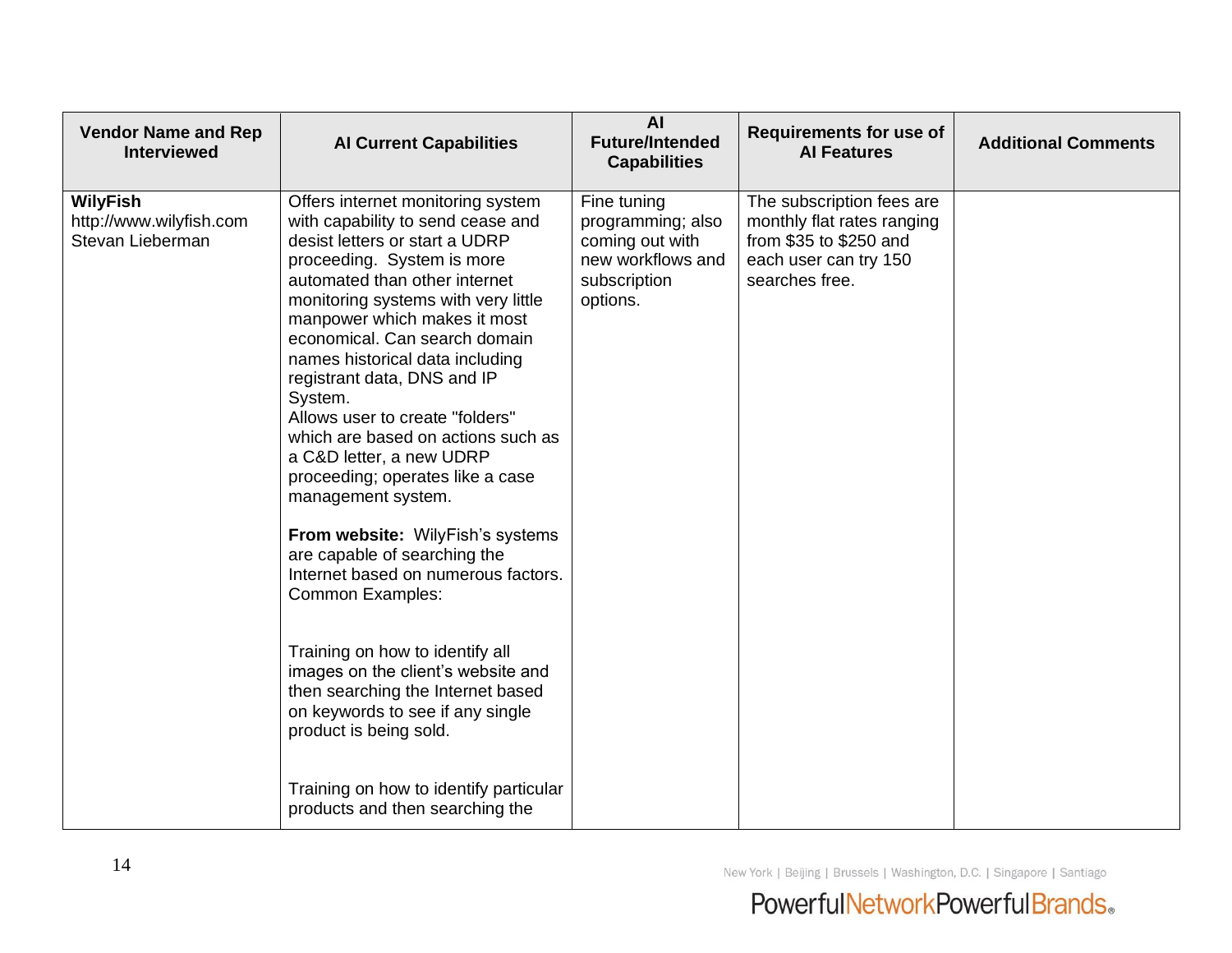| Vendor Name and Rep Interviewed | AI Current Capabilities | AI Future/Intended Capabilities | Requirements for use of AI Features | Additional Comments |
|---|---|---|---|---|
| **WilyFish**<br>http://www.wilyfish.com<br>Stevan Lieberman | Offers internet monitoring system with capability to send cease and desist letters or start a UDRP proceeding. System is more automated than other internet monitoring systems with very little manpower which makes it most economical. Can search domain names historical data including registrant data, DNS and IP System.<br>Allows user to create "folders" which are based on actions such as a C&D letter, a new UDRP proceeding; operates like a case management system.<br><br>**From website:** WilyFish's systems are capable of searching the Internet based on numerous factors. Common Examples:<br><br>Training on how to identify all images on the client's website and then searching the Internet based on keywords to see if any single product is being sold.<br><br>Training on how to identify particular products and then searching the | Fine tuning programming; also coming out with new workflows and subscription options. | The subscription fees are monthly flat rates ranging from $35 to $250 and each user can try 150 searches free. | |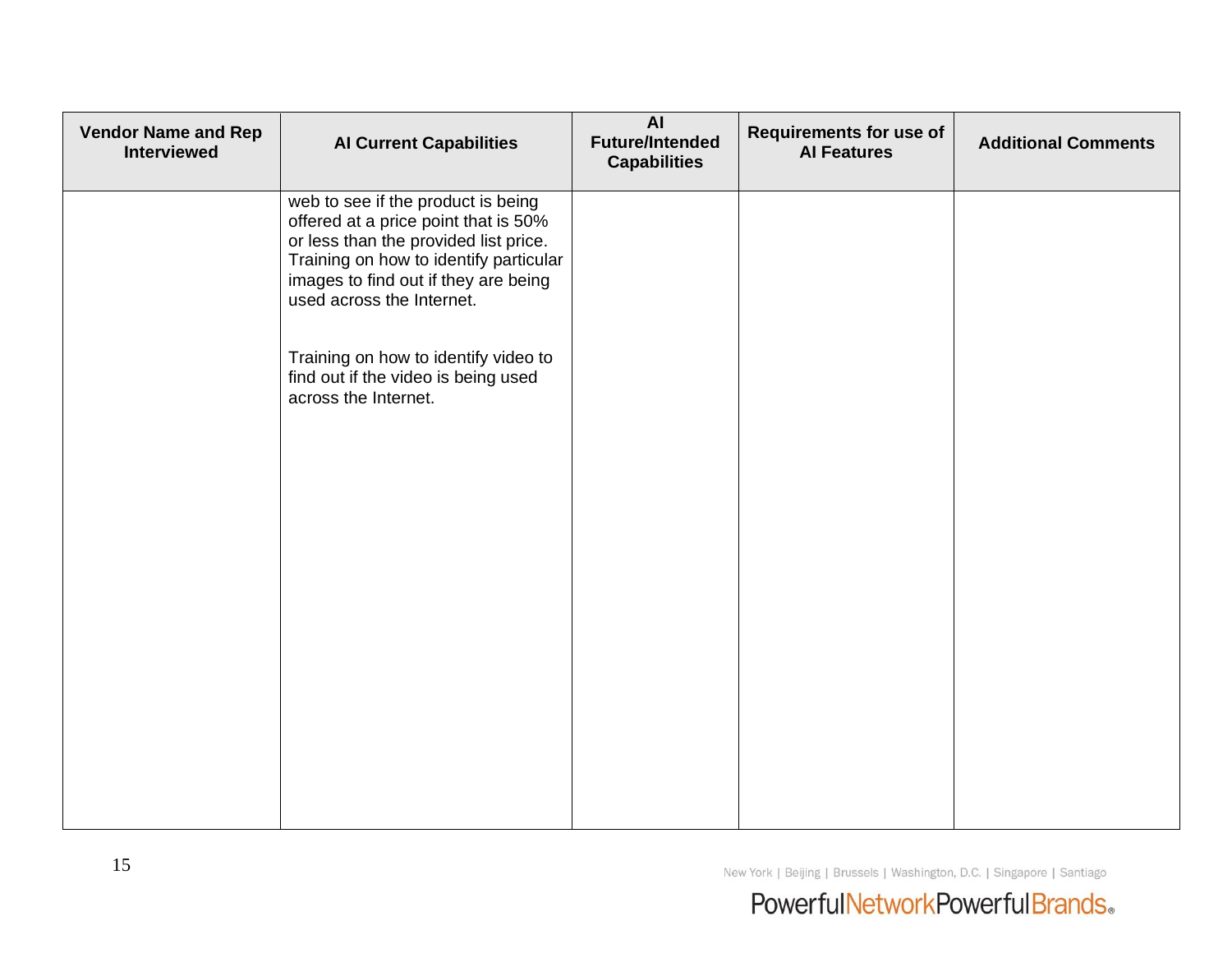| Vendor Name and Rep Interviewed | AI Current Capabilities | AI Future/Intended Capabilities | Requirements for use of AI Features | Additional Comments |
|---|---|---|---|---|
| | web to see if the product is being offered at a price point that is 50% or less than the provided list price. Training on how to identify particular images to find out if they are being used across the Internet.<br><br>Training on how to identify video to find out if the video is being used across the Internet. | | | |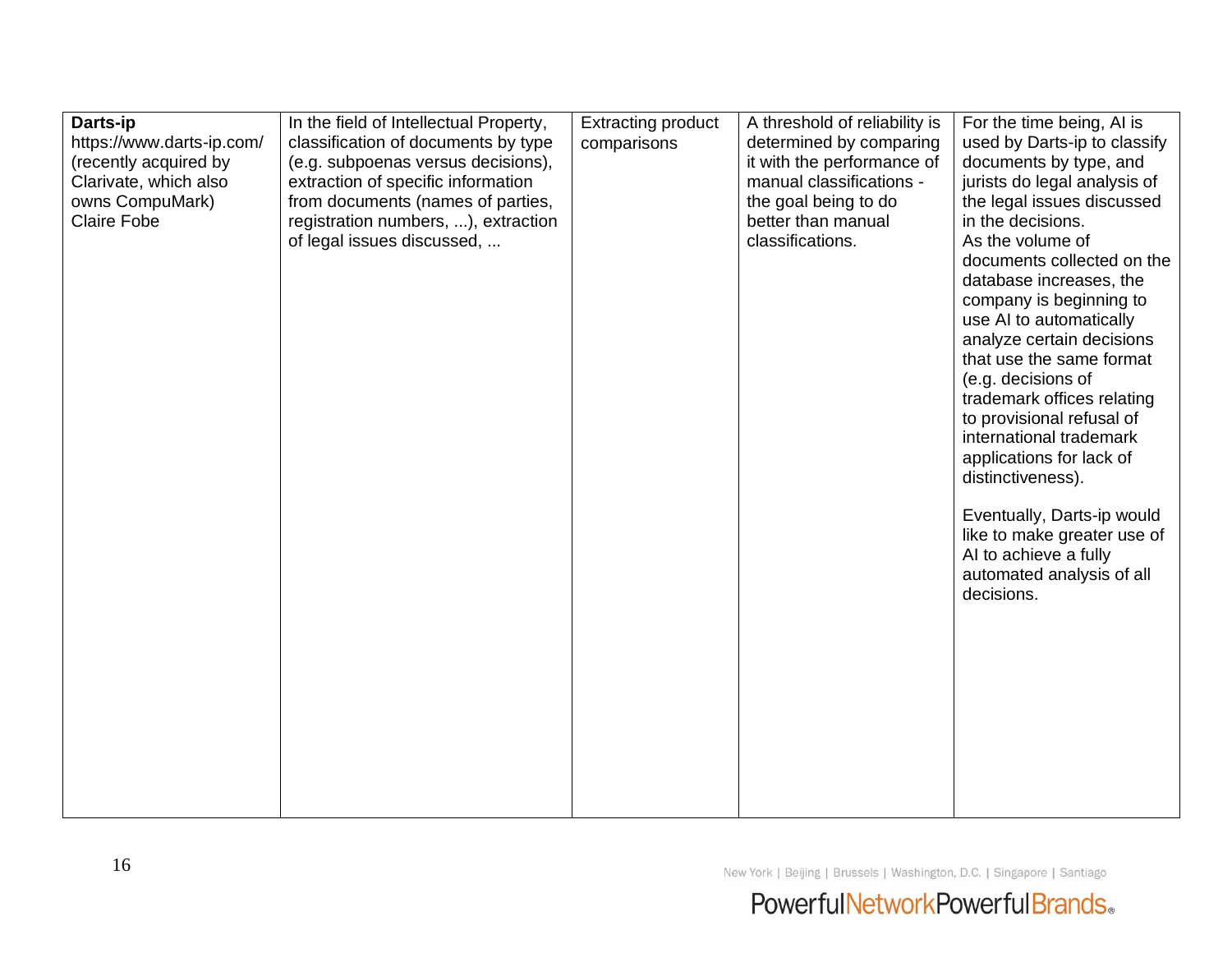| | | | | |
|---|---|---|---|---|
| **Darts-ip**<br>https://www.darts-ip.com/<br>(recently acquired by Clarivate, which also owns CompuMark)<br>Claire Fobe | In the field of Intellectual Property, classification of documents by type (e.g. subpoenas versus decisions), extraction of specific information from documents (names of parties, registration numbers, ...), extraction of legal issues discussed, ... | Extracting product comparisons | A threshold of reliability is determined by comparing it with the performance of manual classifications - the goal being to do better than manual classifications. | For the time being, AI is used by Darts-ip to classify documents by type, and jurists do legal analysis of the legal issues discussed in the decisions.<br>As the volume of documents collected on the database increases, the company is beginning to use AI to automatically analyze certain decisions that use the same format (e.g. decisions of trademark offices relating to provisional refusal of international trademark applications for lack of distinctiveness).<br><br>Eventually, Darts-ip would like to make greater use of AI to achieve a fully automated analysis of all decisions. |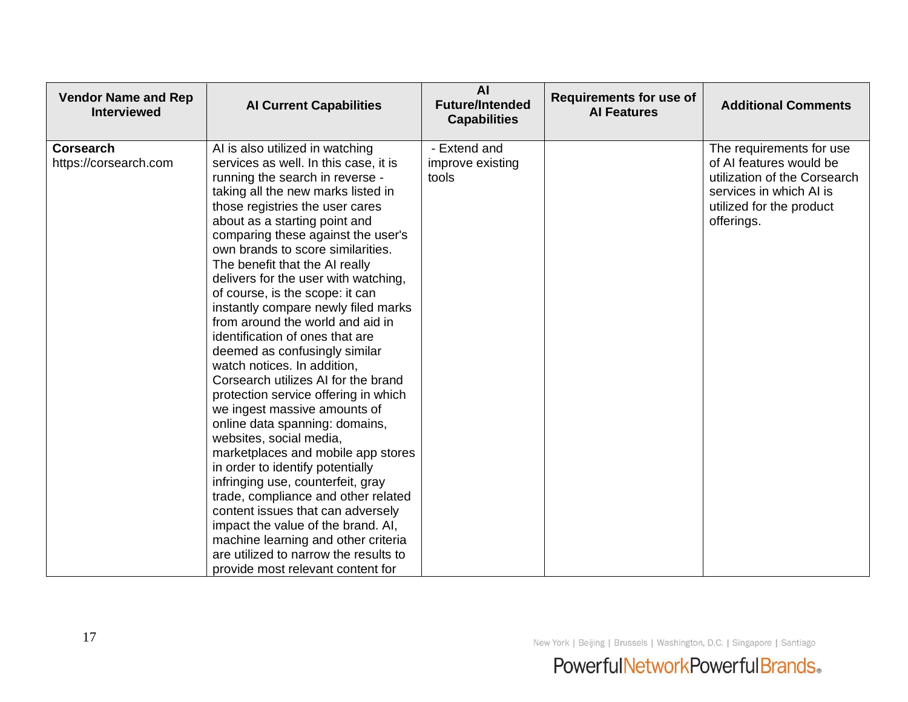| Vendor Name and Rep Interviewed | AI Current Capabilities | AI Future/Intended Capabilities | Requirements for use of AI Features | Additional Comments |
|---|---|---|---|---|
| **Corsearch** https://corsearch.com | AI is also utilized in watching services as well. In this case, it is running the search in reverse - taking all the new marks listed in those registries the user cares about as a starting point and comparing these against the user's own brands to score similarities. The benefit that the AI really delivers for the user with watching, of course, is the scope: it can instantly compare newly filed marks from around the world and aid in identification of ones that are deemed as confusingly similar watch notices. In addition, Corsearch utilizes AI for the brand protection service offering in which we ingest massive amounts of online data spanning: domains, websites, social media, marketplaces and mobile app stores in order to identify potentially infringing use, counterfeit, gray trade, compliance and other related content issues that can adversely impact the value of the brand. AI, machine learning and other criteria are utilized to narrow the results to provide most relevant content for | - Extend and improve existing tools | | The requirements for use of AI features would be utilization of the Corsearch services in which AI is utilized for the product offerings. |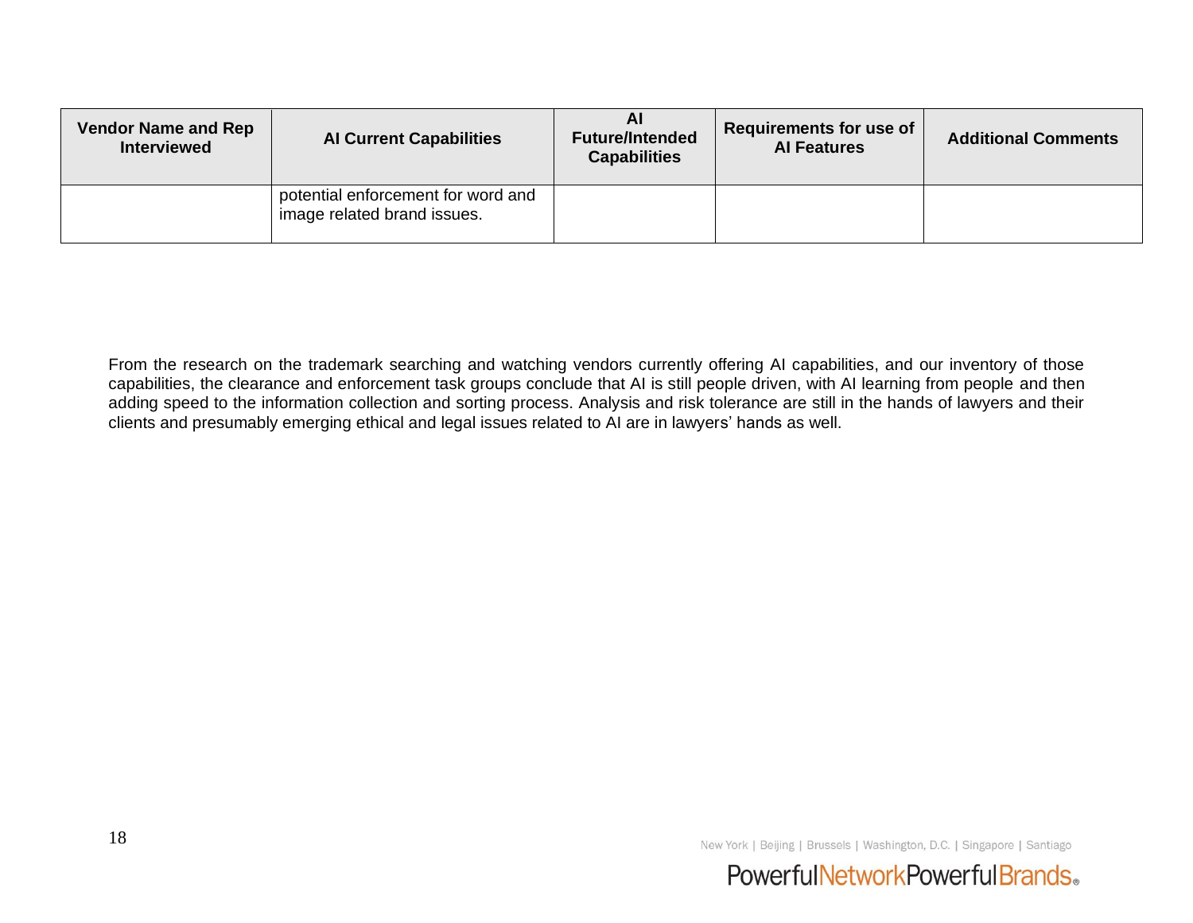| Vendor Name and Rep Interviewed | AI Current Capabilities | AI Future/Intended Capabilities | Requirements for use of AI Features | Additional Comments |
|---|---|---|---|---|
| | potential enforcement for word and image related brand issues. | | | |

From the research on the trademark searching and watching vendors currently offering AI capabilities, and our inventory of those capabilities, the clearance and enforcement task groups conclude that AI is still people driven, with AI learning from people and then adding speed to the information collection and sorting process. Analysis and risk tolerance are still in the hands of lawyers and their clients and presumably emerging ethical and legal issues related to AI are in lawyers' hands as well.